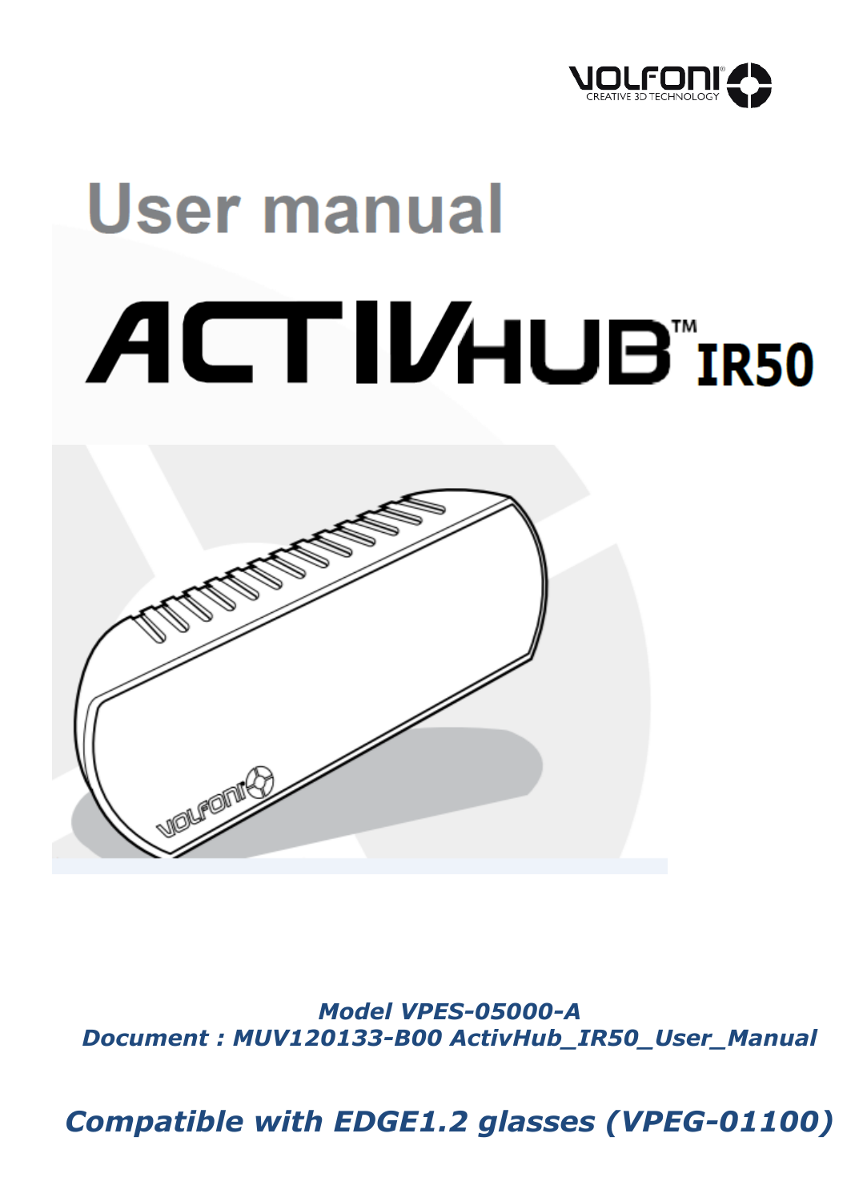# User manual

# ACTIVHUB™ IR50

***Model VPES-05000-A***
***Document : MUV120133-B00 ActivHub_IR50_User_Manual***

***Compatible with EDGE1.2 glasses (VPEG-01100)***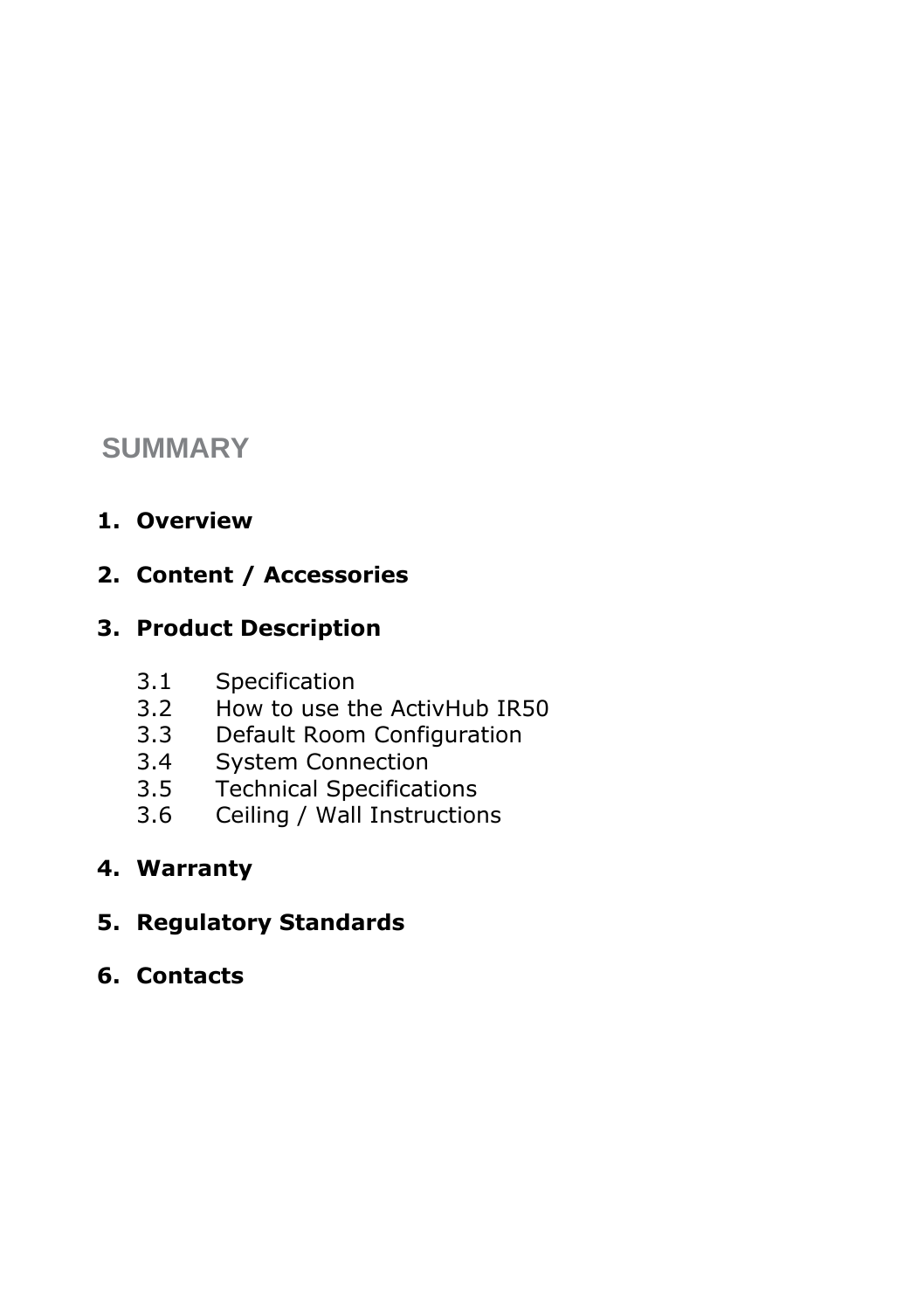# SUMMARY

1. **Overview**

2. **Content / Accessories**

3. **Product Description**

    3.1 Specification
    3.2 How to use the ActivHub IR50
    3.3 Default Room Configuration
    3.4 System Connection
    3.5 Technical Specifications
    3.6 Ceiling / Wall Instructions

4. **Warranty**

5. **Regulatory Standards**

6. **Contacts**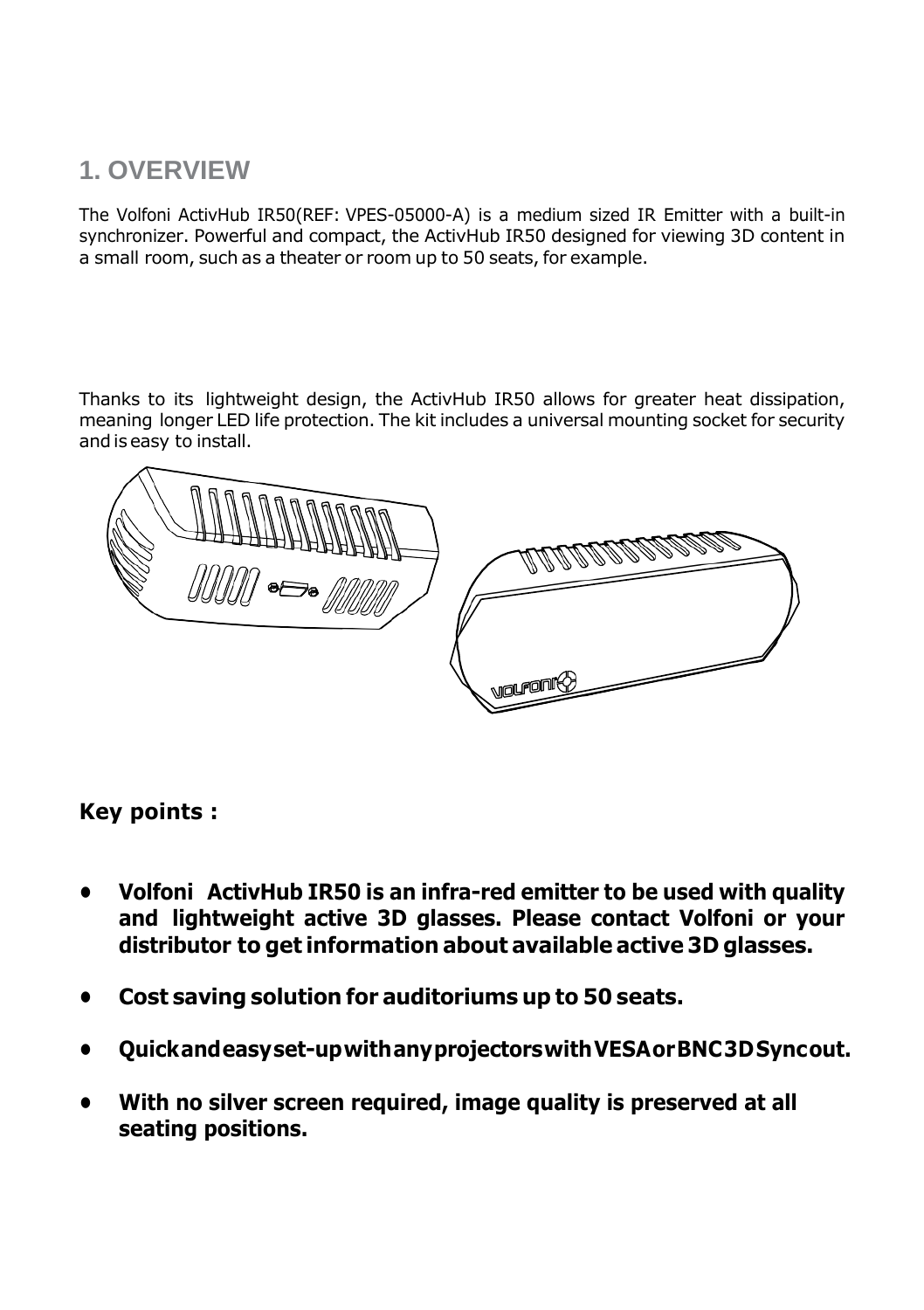## 1. OVERVIEW

The Volfoni ActivHub IR50(REF: VPES-05000-A) is a medium sized IR Emitter with a built-in synchronizer. Powerful and compact, the ActivHub IR50 designed for viewing 3D content in a small room, such as a theater or room up to 50 seats, for example.

Thanks to its lightweight design, the ActivHub IR50 allows for greater heat dissipation, meaning longer LED life protection. The kit includes a universal mounting socket for security and is easy to install.

**Key points :**

- **Volfoni ActivHub IR50 is an infra-red emitter to be used with quality and lightweight active 3D glasses. Please contact Volfoni or your distributor to get information about available active 3D glasses.**
- **Cost saving solution for auditoriums up to 50 seats.**
- **Quick and easy set-up with any projectors with VESA or BNC 3D Sync out.**
- **With no silver screen required, image quality is preserved at all seating positions.**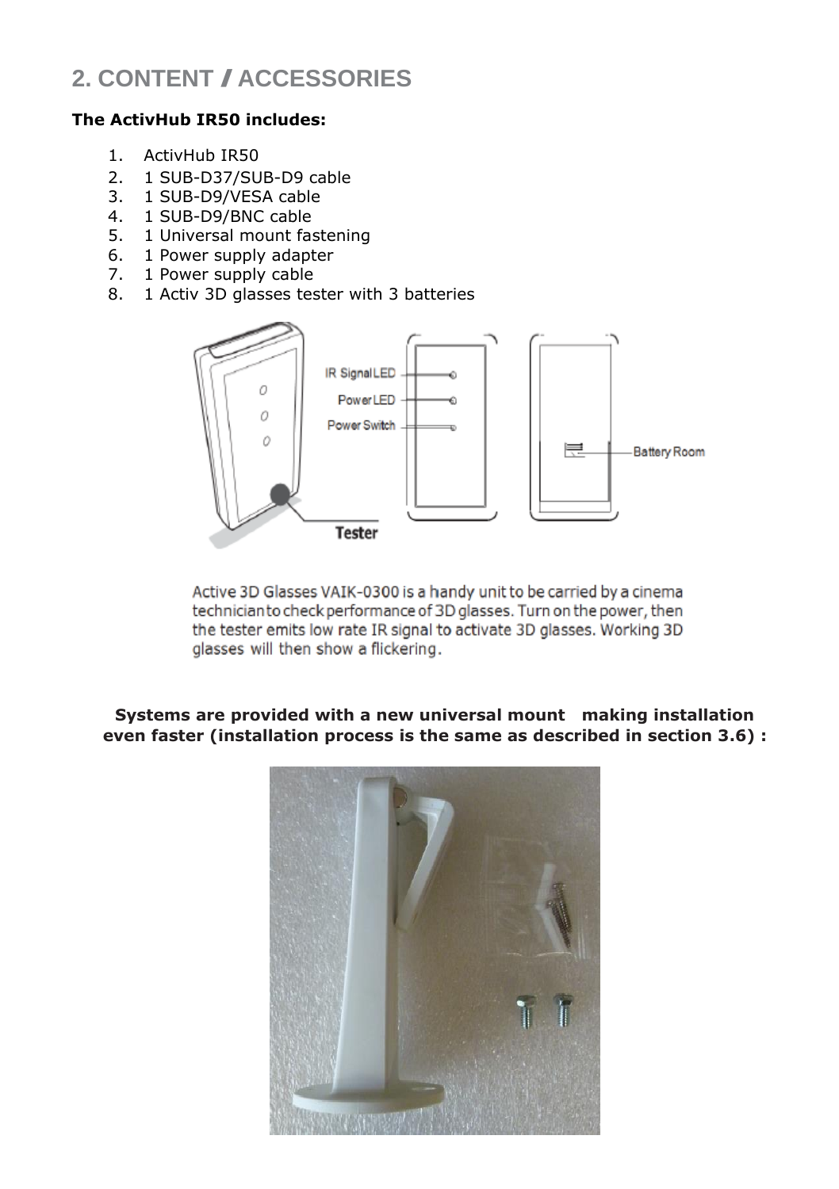## 2. CONTENT / ACCESSORIES

**The ActivHub IR50 includes:**

1. ActivHub IR50
2. 1 SUB-D37/SUB-D9 cable
3. 1 SUB-D9/VESA cable
4. 1 SUB-D9/BNC cable
5. 1 Universal mount fastening
6. 1 Power supply adapter
7. 1 Power supply cable
8. 1 Activ 3D glasses tester with 3 batteries

Active 3D Glasses VAIK-0300 is a handy unit to be carried by a cinema technician to check performance of 3D glasses. Turn on the power, then the tester emits low rate IR signal to activate 3D glasses. Working 3D glasses will then show a flickering.

**Systems are provided with a new universal mount making installation even faster (installation process is the same as described in section 3.6) :**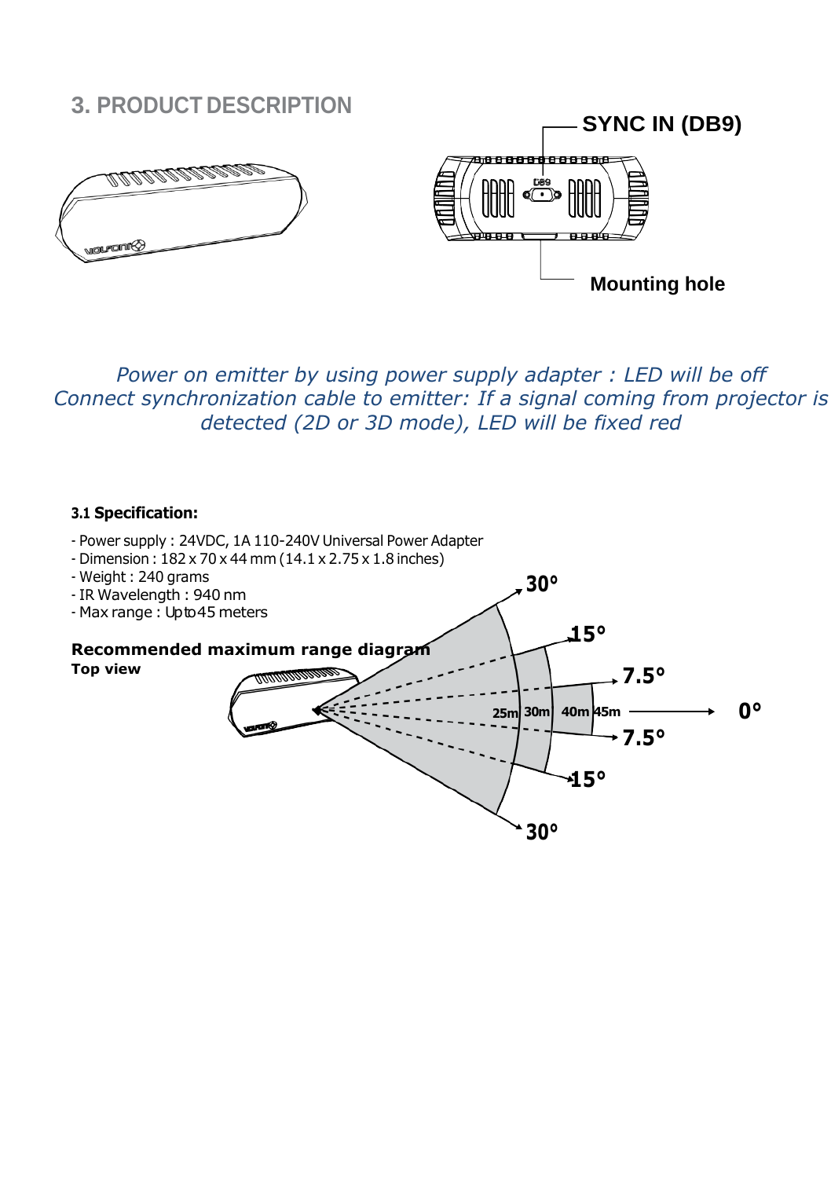## 3. PRODUCT DESCRIPTION

SYNC IN (DB9)

Mounting hole

*Power on emitter by using power supply adapter : LED will be off*
*Connect synchronization cable to emitter: If a signal coming from projector is detected (2D or 3D mode), LED will be fixed red*

### 3.1 Specification:

- Power supply : 24VDC, 1A 110-240V Universal Power Adapter
- Dimension : 182 x 70 x 44 mm (14.1 x 2.75 x 1.8 inches)
- Weight : 240 grams
- IR Wavelength : 940 nm
- Max range : Upto45 meters

**Recommended maximum range diagram**
**Top view**

30° 15° 7.5° 0° 7.5° 15° 30°

25m 30m 40m 45m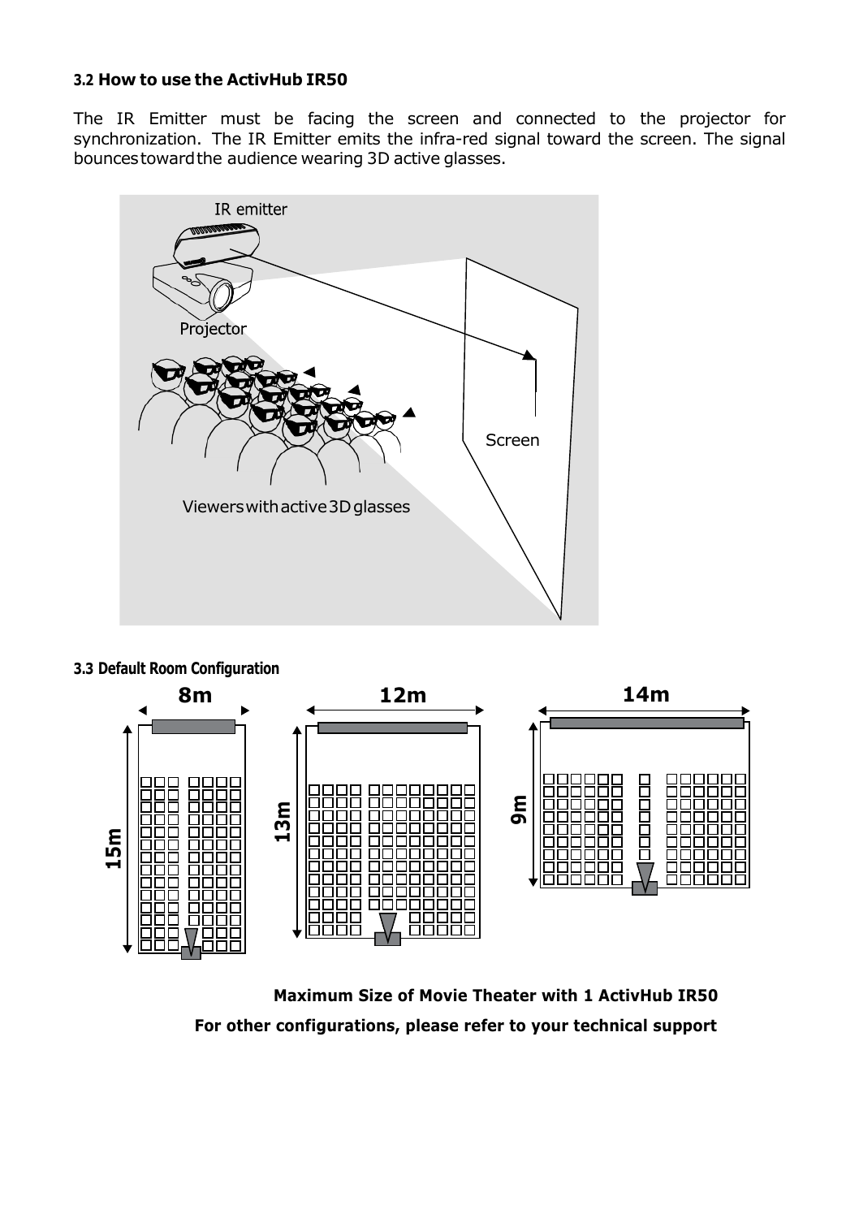### 3.2 How to use the ActivHub IR50

The IR Emitter must be facing the screen and connected to the projector for synchronization. The IR Emitter emits the infra-red signal toward the screen. The signal bounces toward the audience wearing 3D active glasses.

### 3.3 Default Room Configuration

**Maximum Size of Movie Theater with 1 ActivHub IR50**

**For other configurations, please refer to your technical support**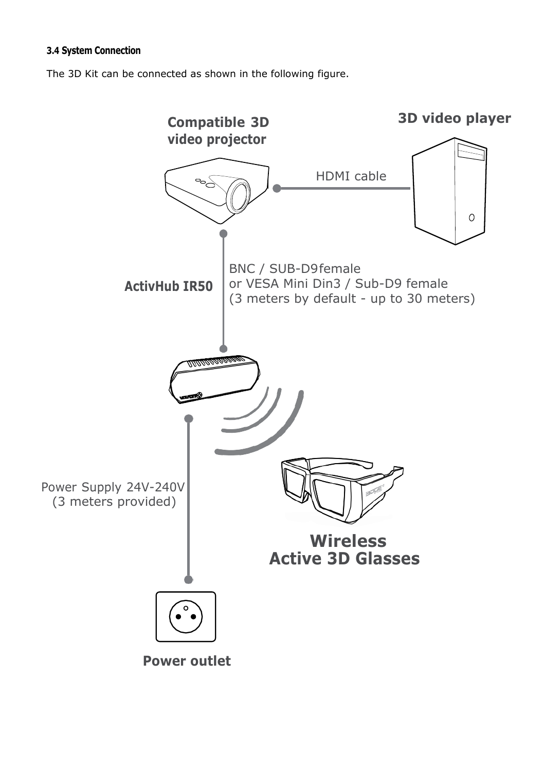### 3.4 System Connection

The 3D Kit can be connected as shown in the following figure.

Compatible 3D video projector

3D video player

HDMI cable

ActivHub IR50

BNC / SUB-D9female
or VESA Mini Din3 / Sub-D9 female
(3 meters by default - up to 30 meters)

Power Supply 24V-240V
(3 meters provided)

Wireless
Active 3D Glasses

Power outlet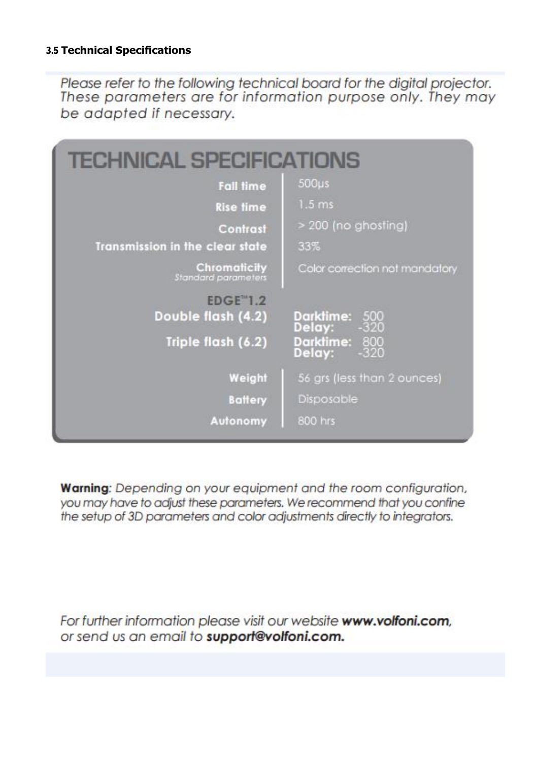### 3.5 Technical Specifications

*Please refer to the following technical board for the digital projector. These parameters are for information purpose only. They may be adapted if necessary.*

## TECHNICAL SPECIFICATIONS

| | |
|---|---|
| **Fall time** | 500µs |
| **Rise time** | 1.5 ms |
| **Contrast** | > 200 (no ghosting) |
| **Transmission in the clear state** | 33% |
| **Chromaticity** *Standard parameters* | Color correction not mandatory |
| **EDGE™1.2** | |
| **Double flash (4.2)** | **Darktime:** 500 **Delay:** -320 |
| **Triple flash (6.2)** | **Darktime:** 800 **Delay:** -320 |
| **Weight** | 56 grs (less than 2 ounces) |
| **Battery** | Disposable |
| **Autonomy** | 800 hrs |

**Warning**: *Depending on your equipment and the room configuration, you may have to adjust these parameters. We recommend that you confine the setup of 3D parameters and color adjustments directly to integrators.*

*For further information please visit our website* ***www.volfoni.com****, or send us an email to* ***support@volfoni.com.***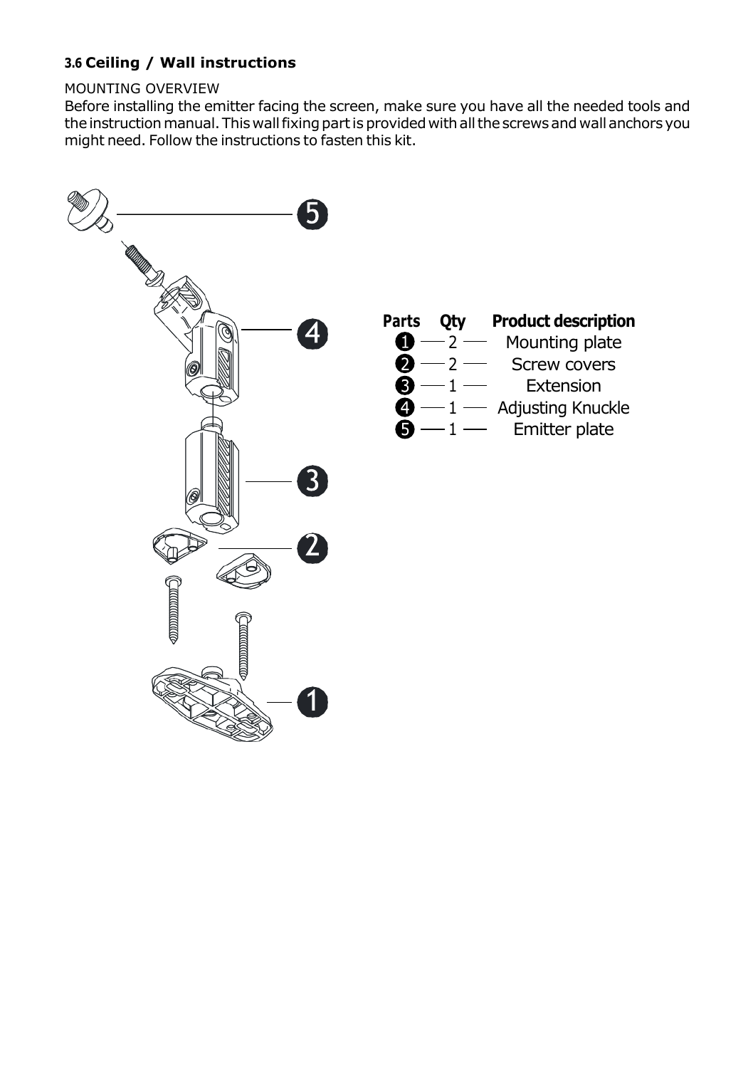### 3.6 Ceiling / Wall instructions

MOUNTING OVERVIEW

Before installing the emitter facing the screen, make sure you have all the needed tools and the instruction manual. This wall fixing part is provided with all the screws and wall anchors you might need. Follow the instructions to fasten this kit.

| Parts | Qty | Product description |
|---|---|---|
| 1 | 2 | Mounting plate |
| 2 | 2 | Screw covers |
| 3 | 1 | Extension |
| 4 | 1 | Adjusting Knuckle |
| 5 | 1 | Emitter plate |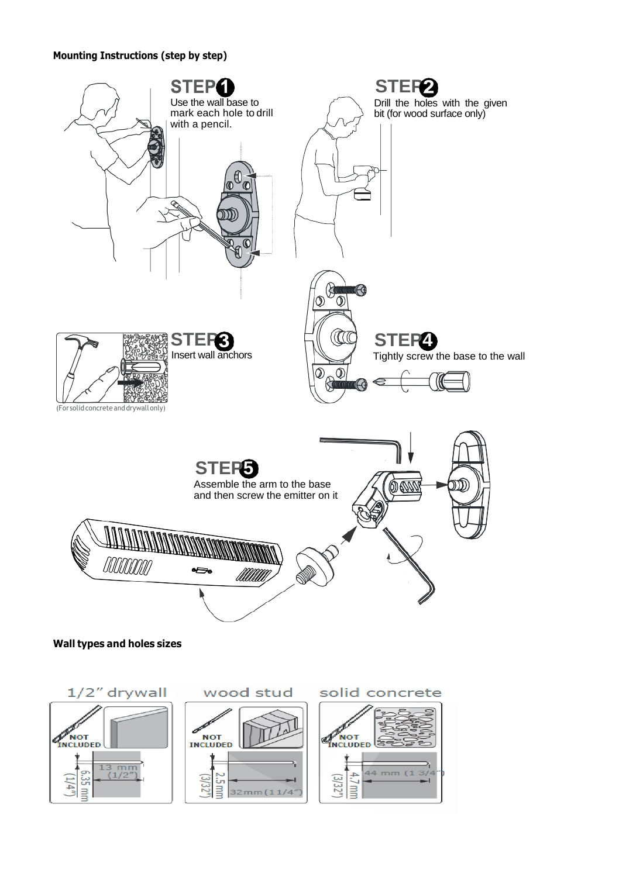**Mounting Instructions (step by step)**

**STEP 1**
Use the wall base to mark each hole to drill with a pencil.

**STEP 2**
Drill the holes with the given bit (for wood surface only)

**STEP 3**
Insert wall anchors

(For solid concrete and drywall only)

**STEP 4**
Tightly screw the base to the wall

**STEP 5**
Assemble the arm to the base and then screw the emitter on it

**Wall types and holes sizes**

| 1/2" drywall | wood stud | solid concrete |
| --- | --- | --- |
| NOT INCLUDED | NOT INCLUDED | NOT INCLUDED |
| 6.35 mm (1/4") – 13 mm (1/2") | 2.5 mm (3/32") – 32 mm (1 1/4") | 4.7 mm (3/32") – 44 mm (1 3/4") |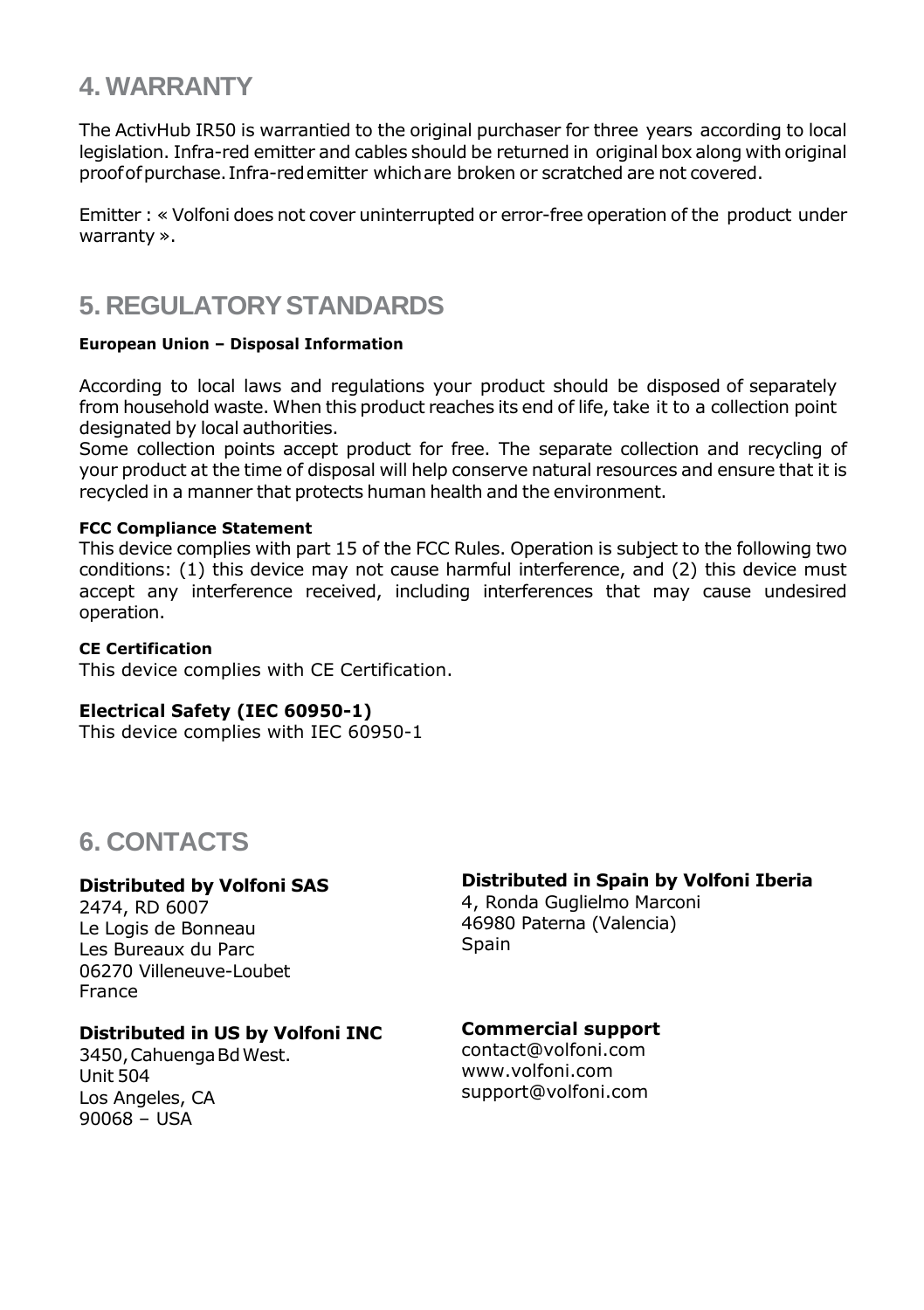## 4. WARRANTY

The ActivHub IR50 is warrantied to the original purchaser for three years according to local legislation. Infra-red emitter and cables should be returned in original box along with original proof of purchase. Infra-red emitter which are broken or scratched are not covered.

Emitter : « Volfoni does not cover uninterrupted or error-free operation of the product under warranty ».

## 5. REGULATORY STANDARDS

**European Union – Disposal Information**

According to local laws and regulations your product should be disposed of separately from household waste. When this product reaches its end of life, take it to a collection point designated by local authorities.
Some collection points accept product for free. The separate collection and recycling of your product at the time of disposal will help conserve natural resources and ensure that it is recycled in a manner that protects human health and the environment.

**FCC Compliance Statement**

This device complies with part 15 of the FCC Rules. Operation is subject to the following two conditions: (1) this device may not cause harmful interference, and (2) this device must accept any interference received, including interferences that may cause undesired operation.

**CE Certification**

This device complies with CE Certification.

**Electrical Safety (IEC 60950-1)**

This device complies with IEC 60950-1

## 6. CONTACTS

**Distributed by Volfoni SAS**
2474, RD 6007
Le Logis de Bonneau
Les Bureaux du Parc
06270 Villeneuve-Loubet
France

**Distributed in US by Volfoni INC**
3450, Cahuenga Bd West.
Unit 504
Los Angeles, CA
90068 – USA

**Distributed in Spain by Volfoni Iberia**
4, Ronda Guglielmo Marconi
46980 Paterna (Valencia)
Spain

**Commercial support**
contact@volfoni.com
www.volfoni.com
support@volfoni.com